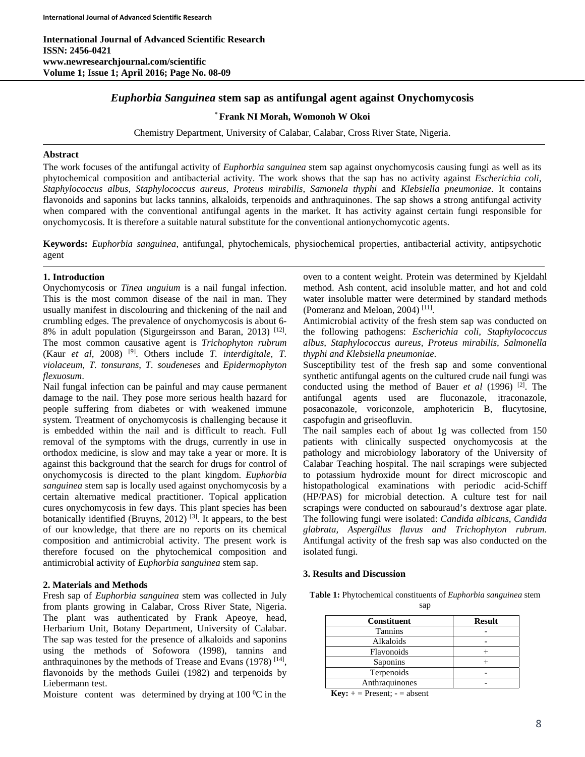International Journal of Advanced Scientific Research
**ISSN: 2456-0421**
**www.newresearchjournal.com/scientific**
**Volume 1; Issue 1; April 2016; Page No. 08-09**

# *Euphorbia Sanguinea* stem sap as antifungal agent against Onychomycosis

**\* Frank NI Morah, Womonoh W Okoi**

Chemistry Department, University of Calabar, Calabar, Cross River State, Nigeria.

## Abstract

The work focuses of the antifungal activity of *Euphorbia sanguinea* stem sap against onychomycosis causing fungi as well as its phytochemical composition and antibacterial activity. The work shows that the sap has no activity against *Escherichia coli, Staphylococcus albus, Staphylococcus aureus, Proteus mirabilis, Samonela thyphi* and *Klebsiella pneumoniae*. It contains flavonoids and saponins but lacks tannins, alkaloids, terpenoids and anthraquinones. The sap shows a strong antifungal activity when compared with the conventional antifungal agents in the market. It has activity against certain fungi responsible for onychomycosis. It is therefore a suitable natural substitute for the conventional antionychomycotic agents.

**Keywords:** *Euphorbia sanguinea*, antifungal, phytochemicals, physiochemical properties, antibacterial activity, antipsychotic agent

## 1. Introduction

Onychomycosis or *Tinea unguium* is a nail fungal infection. This is the most common disease of the nail in man. They usually manifest in discolouring and thickening of the nail and crumbling edges. The prevalence of onychomycosis is about 6-8% in adult population (Sigurgeirsson and Baran, 2013) [12]. The most common causative agent is *Trichophyton rubrum* (Kaur *et al*, 2008) [9]. Others include *T. interdigitale, T. violaceum, T. tonsurans, T. soudeneses* and *Epidermophyton flexuosum*.

Nail fungal infection can be painful and may cause permanent damage to the nail. They pose more serious health hazard for people suffering from diabetes or with weakened immune system. Treatment of onychomycosis is challenging because it is embedded within the nail and is difficult to reach. Full removal of the symptoms with the drugs, currently in use in orthodox medicine, is slow and may take a year or more. It is against this background that the search for drugs for control of onychomycosis is directed to the plant kingdom. *Euphorbia sanguinea* stem sap is locally used against onychomycosis by a certain alternative medical practitioner. Topical application cures onychomycosis in few days. This plant species has been botanically identified (Bruyns, 2012) [3]. It appears, to the best of our knowledge, that there are no reports on its chemical composition and antimicrobial activity. The present work is therefore focused on the phytochemical composition and antimicrobial activity of *Euphorbia sanguinea* stem sap.

## 2. Materials and Methods

Fresh sap of *Euphorbia sanguinea* stem was collected in July from plants growing in Calabar, Cross River State, Nigeria. The plant was authenticated by Frank Apeoye, head, Herbarium Unit, Botany Department, University of Calabar. The sap was tested for the presence of alkaloids and saponins using the methods of Sofowora (1998), tannins and anthraquinones by the methods of Trease and Evans (1978) [14], flavonoids by the methods Guilei (1982) and terpenoids by Liebermann test.

Moisture content was determined by drying at 100 $^0$C in the oven to a content weight. Protein was determined by Kjeldahl method. Ash content, acid insoluble matter, and hot and cold water insoluble matter were determined by standard methods (Pomeranz and Meloan, 2004) [11].

Antimicrobial activity of the fresh stem sap was conducted on the following pathogens: *Escherichia coli, Staphylococcus albus, Staphylococcus aureus, Proteus mirabilis, Salmonella thyphi and Klebsiella pneumoniae*.

Susceptibility test of the fresh sap and some conventional synthetic antifungal agents on the cultured crude nail fungi was conducted using the method of Bauer *et al* (1996) [2]. The antifungal agents used are fluconazole, itraconazole, posaconazole, voriconzole, amphotericin B, flucytosine, caspofugin and griseofluvin.

The nail samples each of about 1g was collected from 150 patients with clinically suspected onychomycosis at the pathology and microbiology laboratory of the University of Calabar Teaching hospital. The nail scrapings were subjected to potassium hydroxide mount for direct microscopic and histopathological examinations with periodic acid-Schiff (HP/PAS) for microbial detection. A culture test for nail scrapings were conducted on sabouraud's dextrose agar plate. The following fungi were isolated: *Candida albicans, Candida glabrata, Aspergillus flavus and Trichophyton rubrum*. Antifungal activity of the fresh sap was also conducted on the isolated fungi.

## 3. Results and Discussion

**Table 1:** Phytochemical constituents of *Euphorbia sanguinea* stem sap

| Constituent | Result |
|---|---|
| Tannins | - |
| Alkaloids | - |
| Flavonoids | + |
| Saponins | + |
| Terpenoids | - |
| Anthraquinones | - |

**Key:** + = Present; - = absent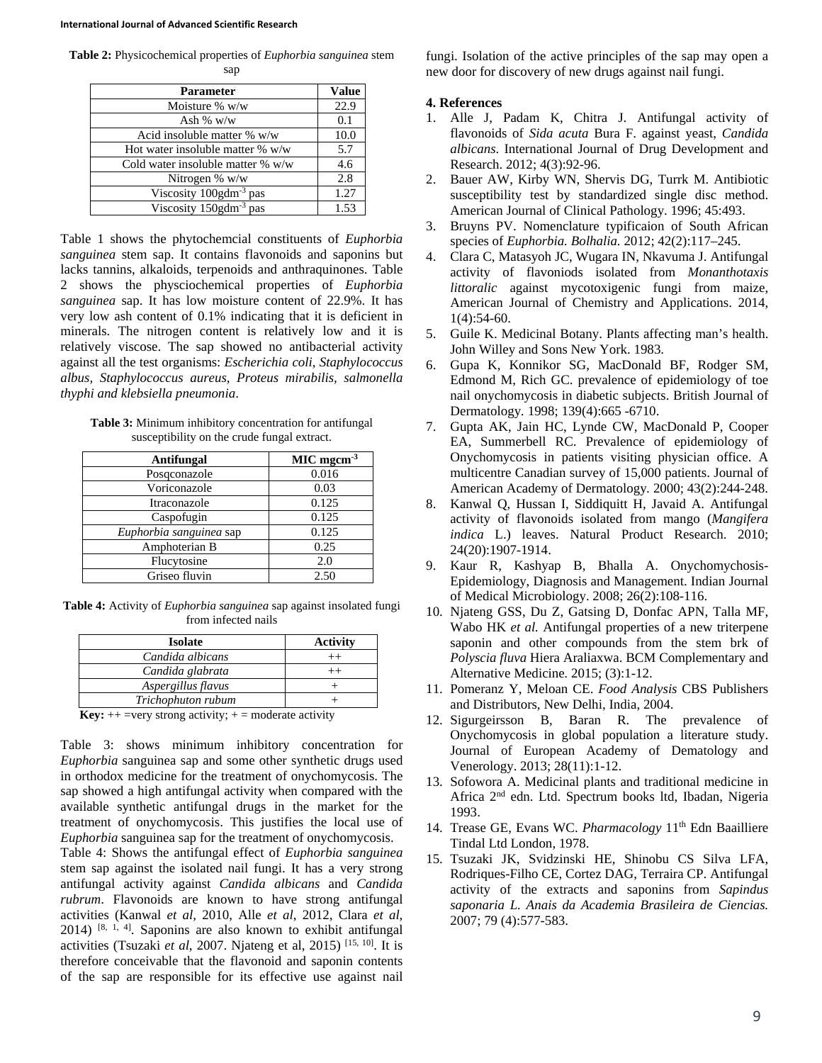**Table 2:** Physicochemical properties of *Euphorbia sanguinea* stem sap

| Parameter | Value |
|---|---|
| Moisture % w/w | 22.9 |
| Ash % w/w | 0.1 |
| Acid insoluble matter % w/w | 10.0 |
| Hot water insoluble matter % w/w | 5.7 |
| Cold water insoluble matter % w/w | 4.6 |
| Nitrogen % w/w | 2.8 |
| Viscosity 100gdm$^{-3}$ pas | 1.27 |
| Viscosity 150gdm$^{-3}$ pas | 1.53 |

Table 1 shows the phytochemcial constituents of *Euphorbia sanguinea* stem sap. It contains flavonoids and saponins but lacks tannins, alkaloids, terpenoids and anthraquinones. Table 2 shows the physciochemical properties of *Euphorbia sanguinea* sap. It has low moisture content of 22.9%. It has very low ash content of 0.1% indicating that it is deficient in minerals. The nitrogen content is relatively low and it is relatively viscose. The sap showed no antibacterial activity against all the test organisms: *Escherichia coli, Staphylococcus albus, Staphylococcus aureus, Proteus mirabilis, salmonella thyphi and klebsiella pneumonia*.

**Table 3:** Minimum inhibitory concentration for antifungal susceptibility on the crude fungal extract.

| Antifungal | MIC mgcm$^{-3}$ |
|---|---|
| Posqconazole | 0.016 |
| Voriconazole | 0.03 |
| Itraconazole | 0.125 |
| Caspofugin | 0.125 |
| *Euphorbia sanguinea* sap | 0.125 |
| Amphoterian B | 0.25 |
| Flucytosine | 2.0 |
| Griseo fluvin | 2.50 |

**Table 4:** Activity of *Euphorbia sanguinea* sap against insolated fungi from infected nails

| Isolate | Activity |
|---|---|
| *Candida albicans* | ++ |
| *Candida glabrata* | ++ |
| *Aspergillus flavus* | + |
| *Trichophuton rubum* | + |

**Key:** ++ =very strong activity; + = moderate activity

Table 3: shows minimum inhibitory concentration for *Euphorbia* sanguinea sap and some other synthetic drugs used in orthodox medicine for the treatment of onychomycosis. The sap showed a high antifungal activity when compared with the available synthetic antifungal drugs in the market for the treatment of onychomycosis. This justifies the local use of *Euphorbia* sanguinea sap for the treatment of onychomycosis.

Table 4: Shows the antifungal effect of *Euphorbia sanguinea* stem sap against the isolated nail fungi. It has a very strong antifungal activity against *Candida albicans* and *Candida rubrum*. Flavonoids are known to have strong antifungal activities (Kanwal *et al*, 2010, Alle *et al*, 2012, Clara *et al*, 2014) [8, 1, 4]. Saponins are also known to exhibit antifungal activities (Tsuzaki *et al*, 2007. Njateng et al, 2015) [15, 10]. It is therefore conceivable that the flavonoid and saponin contents of the sap are responsible for its effective use against nail fungi. Isolation of the active principles of the sap may open a new door for discovery of new drugs against nail fungi.

## 4. References

1. Alle J, Padam K, Chitra J. Antifungal activity of flavonoids of *Sida acuta* Bura F. against yeast, *Candida albicans*. International Journal of Drug Development and Research. 2012; 4(3):92-96.
2. Bauer AW, Kirby WN, Shervis DG, Turrk M. Antibiotic susceptibility test by standardized single disc method. American Journal of Clinical Pathology. 1996; 45:493.
3. Bruyns PV. Nomenclature typificaion of South African species of *Euphorbia. Bolhalia.* 2012; 42(2):117–245.
4. Clara C, Matasyoh JC, Wugara IN, Nkavuma J. Antifungal activity of flavoniods isolated from *Monanthotaxis littoralic* against mycotoxigenic fungi from maize, American Journal of Chemistry and Applications. 2014, 1(4):54-60.
5. Guile K. Medicinal Botany. Plants affecting man's health. John Willey and Sons New York. 1983.
6. Gupa K, Konnikor SG, MacDonald BF, Rodger SM, Edmond M, Rich GC. prevalence of epidemiology of toe nail onychomycosis in diabetic subjects. British Journal of Dermatology. 1998; 139(4):665 -6710.
7. Gupta AK, Jain HC, Lynde CW, MacDonald P, Cooper EA, Summerbell RC. Prevalence of epidemiology of Onychomycosis in patients visiting physician office. A multicentre Canadian survey of 15,000 patients. Journal of American Academy of Dermatology. 2000; 43(2):244-248.
8. Kanwal Q, Hussan I, Siddiquitt H, Javaid A. Antifungal activity of flavonoids isolated from mango (*Mangifera indica* L.) leaves. Natural Product Research. 2010; 24(20):1907-1914.
9. Kaur R, Kashyap B, Bhalla A. Onychomychosis-Epidemiology, Diagnosis and Management. Indian Journal of Medical Microbiology. 2008; 26(2):108-116.
10. Njateng GSS, Du Z, Gatsing D, Donfac APN, Talla MF, Wabo HK *et al.* Antifungal properties of a new triterpene saponin and other compounds from the stem brk of *Polyscia fluva* Hiera Araliaxwa. BCM Complementary and Alternative Medicine. 2015; (3):1-12.
11. Pomeranz Y, Meloan CE. *Food Analysis* CBS Publishers and Distributors, New Delhi, India, 2004.
12. Sigurgeirsson B, Baran R. The prevalence of Onychomycosis in global population a literature study. Journal of European Academy of Dematology and Venerology. 2013; 28(11):1-12.
13. Sofowora A. Medicinal plants and traditional medicine in Africa 2nd edn. Ltd. Spectrum books ltd, Ibadan, Nigeria 1993.
14. Trease GE, Evans WC. *Pharmacology* 11th Edn Baailliere Tindal Ltd London, 1978.
15. Tsuzaki JK, Svidzinski HE, Shinobu CS Silva LFA, Rodriques-Filho CE, Cortez DAG, Terraira CP. Antifungal activity of the extracts and saponins from *Sapindus saponaria L. Anais da Academia Brasileira de Ciencias.* 2007; 79 (4):577-583.